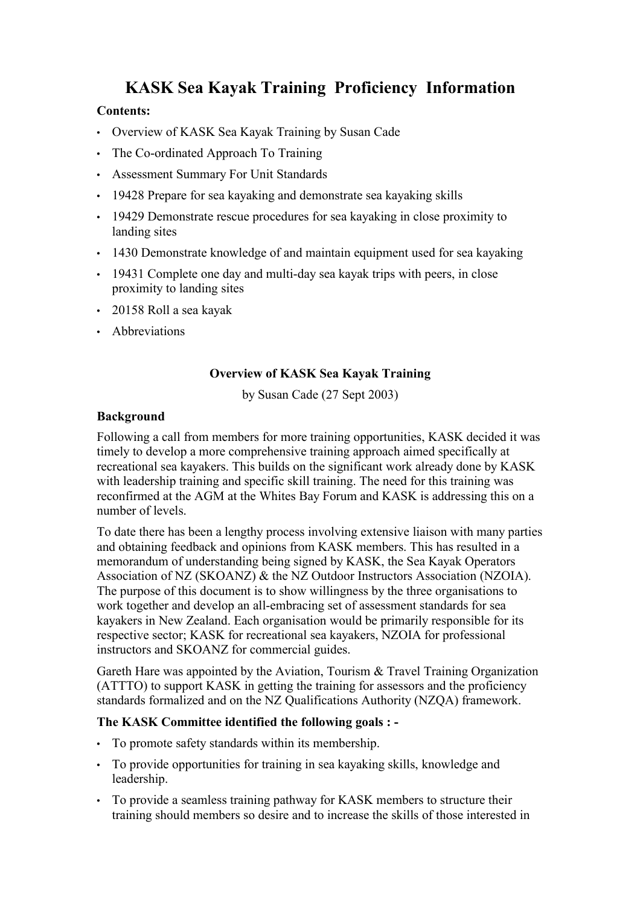# KASK Sea Kayak Training Proficiency Information

**Contents:**

- Overview of KASK Sea Kayak Training by Susan Cade
- The Co-ordinated Approach To Training
- Assessment Summary For Unit Standards
- 19428 Prepare for sea kayaking and demonstrate sea kayaking skills
- 19429 Demonstrate rescue procedures for sea kayaking in close proximity to landing sites
- 1430 Demonstrate knowledge of and maintain equipment used for sea kayaking
- 19431 Complete one day and multi-day sea kayak trips with peers, in close proximity to landing sites
- 20158 Roll a sea kayak
- Abbreviations

## Overview of KASK Sea Kayak Training

by Susan Cade (27 Sept 2003)

### Background

Following a call from members for more training opportunities, KASK decided it was timely to develop a more comprehensive training approach aimed specifically at recreational sea kayakers. This builds on the significant work already done by KASK with leadership training and specific skill training. The need for this training was reconfirmed at the AGM at the Whites Bay Forum and KASK is addressing this on a number of levels.

To date there has been a lengthy process involving extensive liaison with many parties and obtaining feedback and opinions from KASK members. This has resulted in a memorandum of understanding being signed by KASK, the Sea Kayak Operators Association of NZ (SKOANZ) & the NZ Outdoor Instructors Association (NZOIA). The purpose of this document is to show willingness by the three organisations to work together and develop an all-embracing set of assessment standards for sea kayakers in New Zealand. Each organisation would be primarily responsible for its respective sector; KASK for recreational sea kayakers, NZOIA for professional instructors and SKOANZ for commercial guides.

Gareth Hare was appointed by the Aviation, Tourism & Travel Training Organization (ATTTO) to support KASK in getting the training for assessors and the proficiency standards formalized and on the NZ Qualifications Authority (NZQA) framework.

**The KASK Committee identified the following goals : -**

- To promote safety standards within its membership.
- To provide opportunities for training in sea kayaking skills, knowledge and leadership.
- To provide a seamless training pathway for KASK members to structure their training should members so desire and to increase the skills of those interested in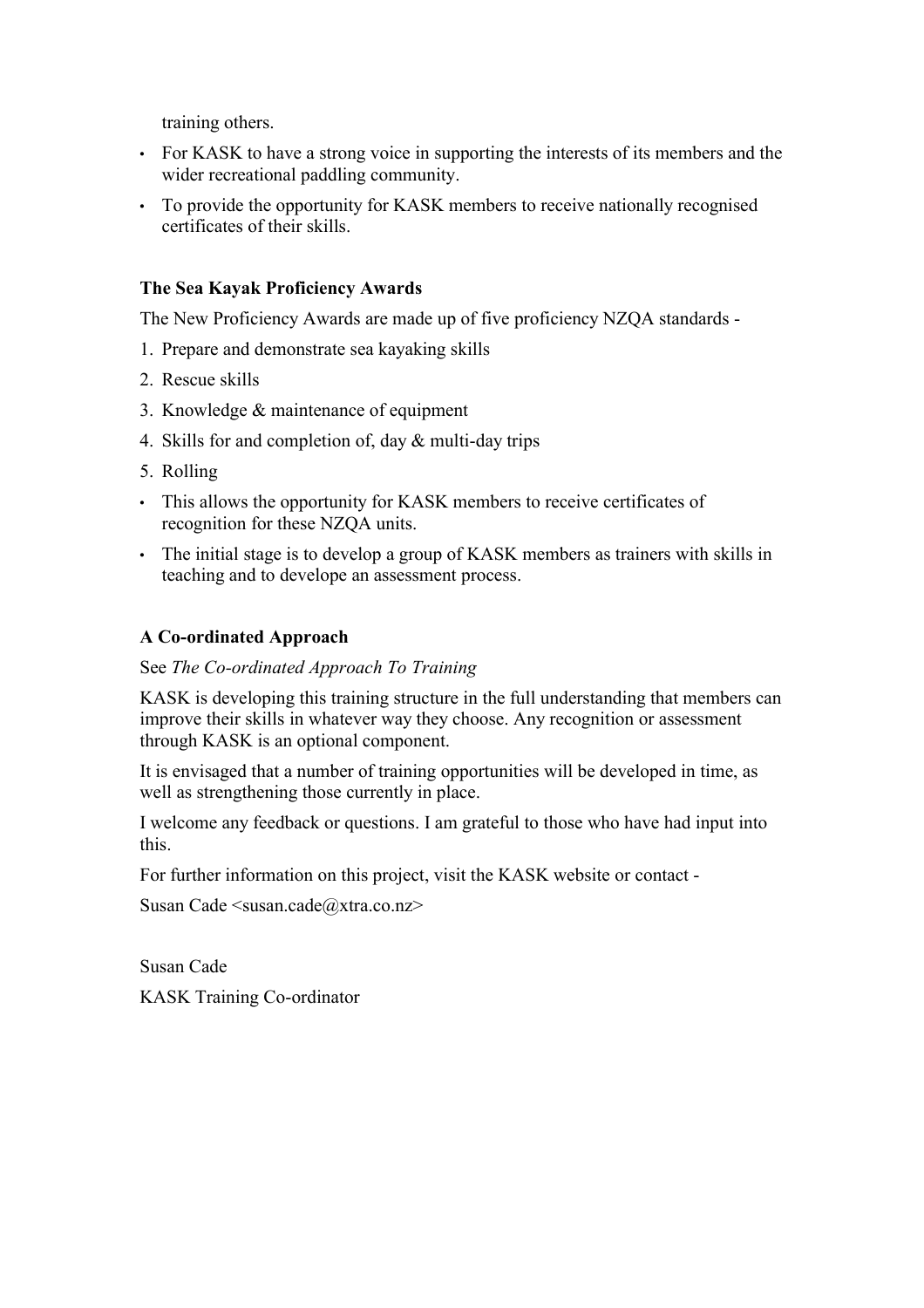training others.

- For KASK to have a strong voice in supporting the interests of its members and the wider recreational paddling community.
- To provide the opportunity for KASK members to receive nationally recognised certificates of their skills.

**The Sea Kayak Proficiency Awards**

The New Proficiency Awards are made up of five proficiency NZQA standards -

1. Prepare and demonstrate sea kayaking skills
2. Rescue skills
3. Knowledge & maintenance of equipment
4. Skills for and completion of, day & multi-day trips
5. Rolling

- This allows the opportunity for KASK members to receive certificates of recognition for these NZQA units.
- The initial stage is to develop a group of KASK members as trainers with skills in teaching and to develope an assessment process.

**A Co-ordinated Approach**

See *The Co-ordinated Approach To Training*

KASK is developing this training structure in the full understanding that members can improve their skills in whatever way they choose. Any recognition or assessment through KASK is an optional component.

It is envisaged that a number of training opportunities will be developed in time, as well as strengthening those currently in place.

I welcome any feedback or questions. I am grateful to those who have had input into this.

For further information on this project, visit the KASK website or contact -

Susan Cade <susan.cade@xtra.co.nz>

Susan Cade

KASK Training Co-ordinator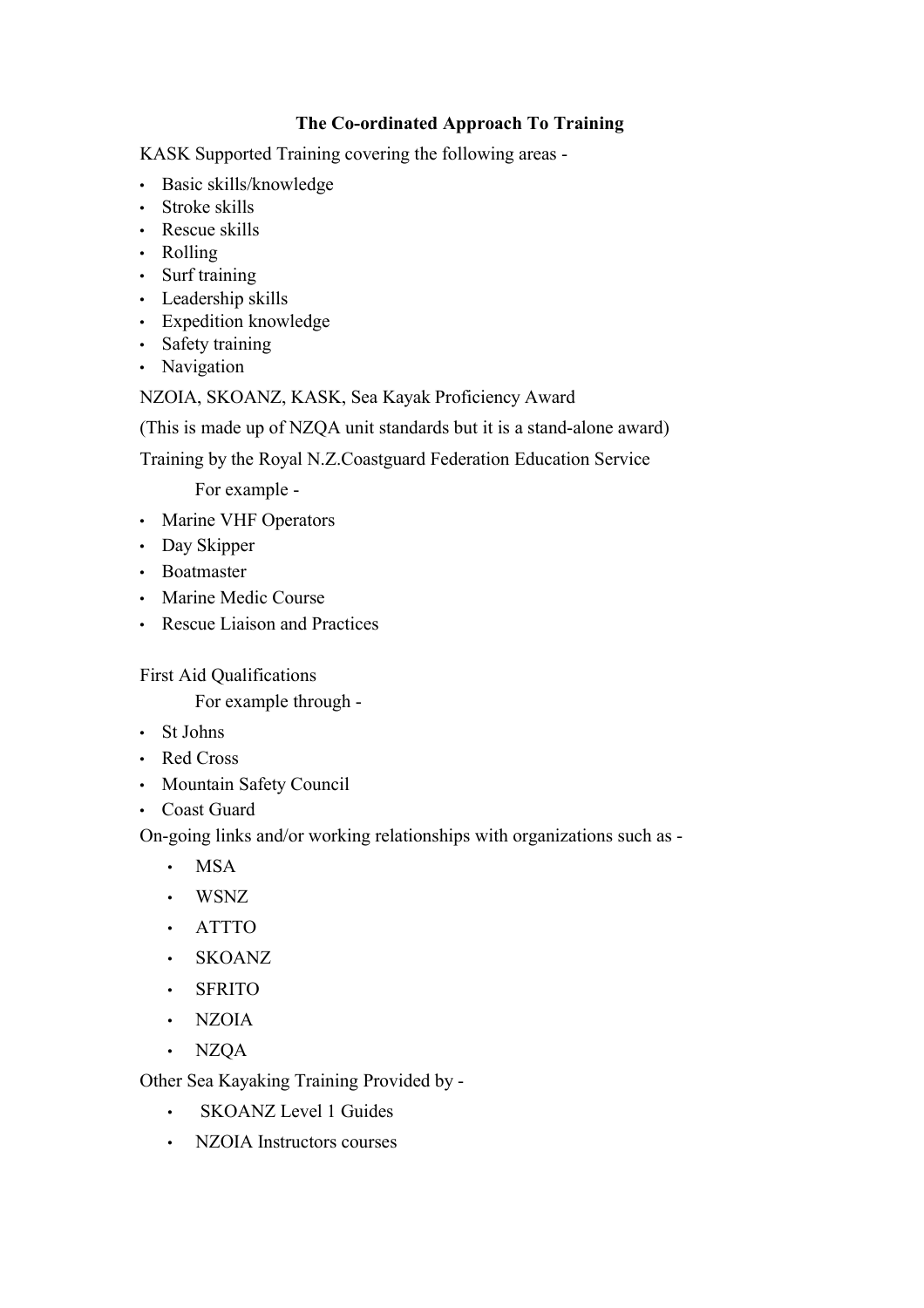## The Co-ordinated Approach To Training

KASK Supported Training covering the following areas -

- Basic skills/knowledge
- Stroke skills
- Rescue skills
- Rolling
- Surf training
- Leadership skills
- Expedition knowledge
- Safety training
- Navigation

NZOIA, SKOANZ, KASK, Sea Kayak Proficiency Award

(This is made up of NZQA unit standards but it is a stand-alone award)

Training by the Royal N.Z.Coastguard Federation Education Service

For example -

- Marine VHF Operators
- Day Skipper
- Boatmaster
- Marine Medic Course
- Rescue Liaison and Practices

First Aid Qualifications

For example through -

- St Johns
- Red Cross
- Mountain Safety Council
- Coast Guard

On-going links and/or working relationships with organizations such as -

- MSA
- WSNZ
- ATTTO
- SKOANZ
- SFRITO
- NZOIA
- NZQA

Other Sea Kayaking Training Provided by -

- SKOANZ Level 1 Guides
- NZOIA Instructors courses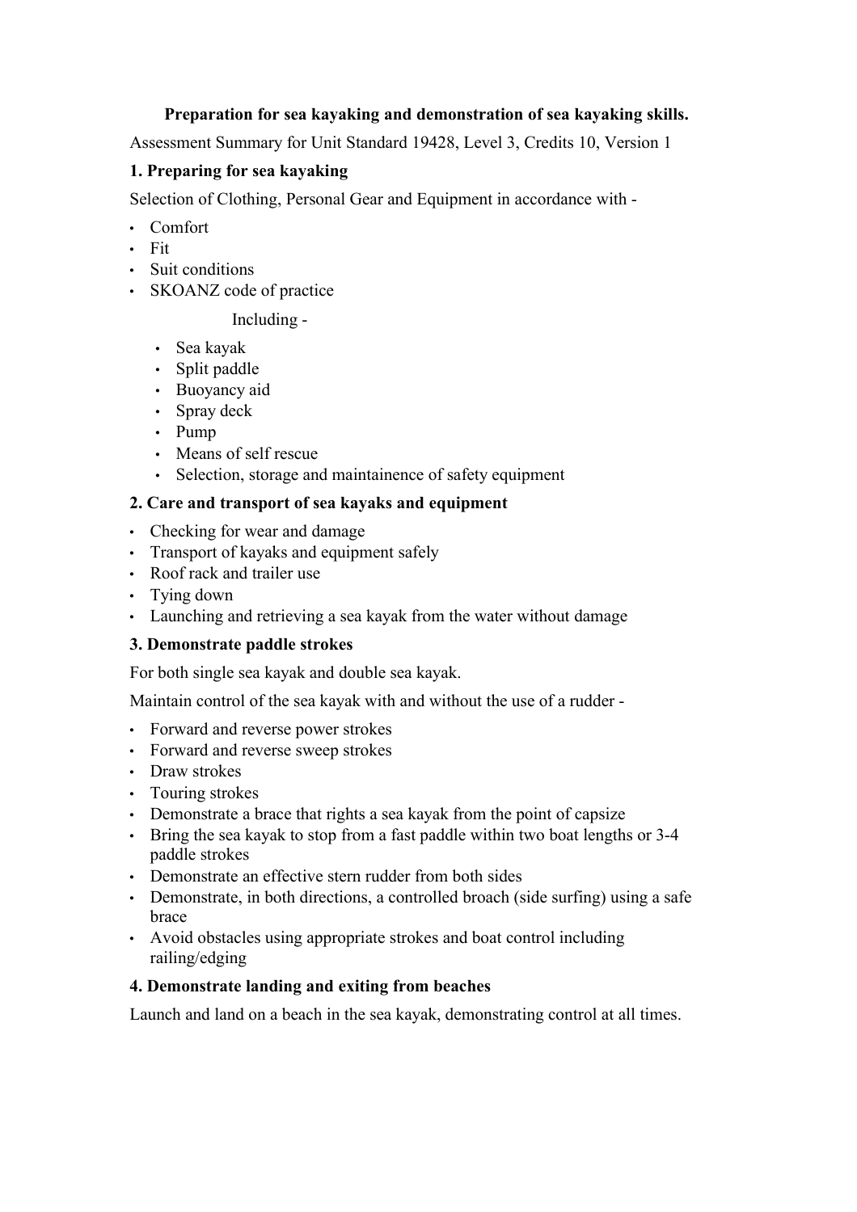**Preparation for sea kayaking and demonstration of sea kayaking skills.**

Assessment Summary for Unit Standard 19428, Level 3, Credits 10, Version 1

### 1. Preparing for sea kayaking

Selection of Clothing, Personal Gear and Equipment in accordance with -

- Comfort
- Fit
- Suit conditions
- SKOANZ code of practice

Including -

- Sea kayak
- Split paddle
- Buoyancy aid
- Spray deck
- Pump
- Means of self rescue
- Selection, storage and maintainence of safety equipment

### 2. Care and transport of sea kayaks and equipment

- Checking for wear and damage
- Transport of kayaks and equipment safely
- Roof rack and trailer use
- Tying down
- Launching and retrieving a sea kayak from the water without damage

### 3. Demonstrate paddle strokes

For both single sea kayak and double sea kayak.

Maintain control of the sea kayak with and without the use of a rudder -

- Forward and reverse power strokes
- Forward and reverse sweep strokes
- Draw strokes
- Touring strokes
- Demonstrate a brace that rights a sea kayak from the point of capsize
- Bring the sea kayak to stop from a fast paddle within two boat lengths or 3-4 paddle strokes
- Demonstrate an effective stern rudder from both sides
- Demonstrate, in both directions, a controlled broach (side surfing) using a safe brace
- Avoid obstacles using appropriate strokes and boat control including railing/edging

### 4. Demonstrate landing and exiting from beaches

Launch and land on a beach in the sea kayak, demonstrating control at all times.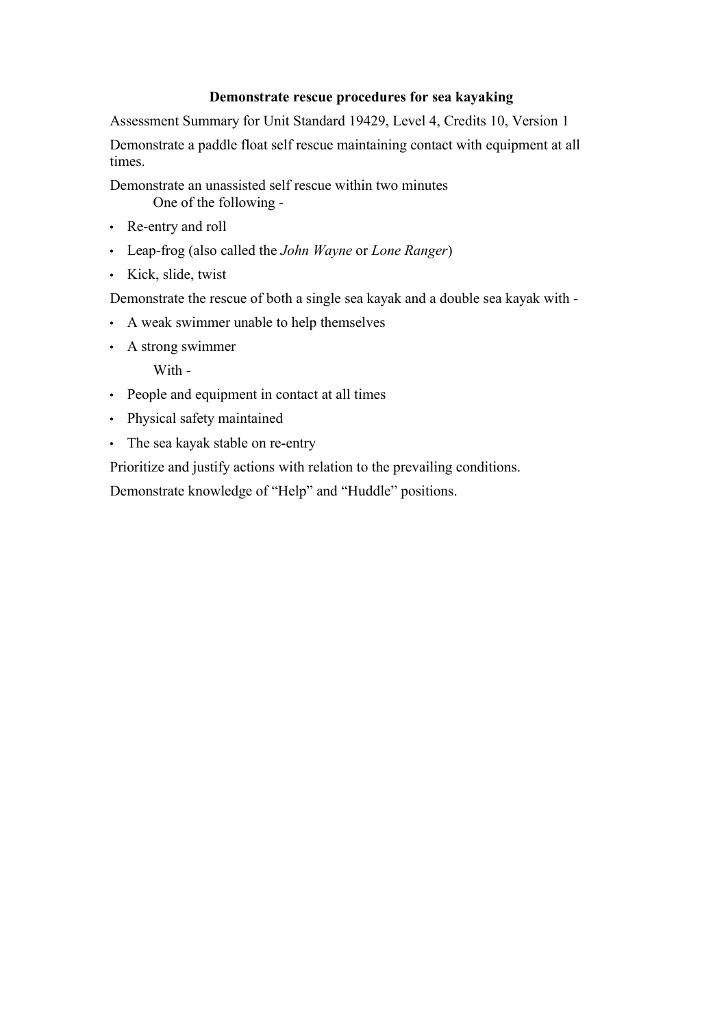## Demonstrate rescue procedures for sea kayaking

Assessment Summary for Unit Standard 19429, Level 4, Credits 10, Version 1

Demonstrate a paddle float self rescue maintaining contact with equipment at all times.

Demonstrate an unassisted self rescue within two minutes

One of the following -

- Re-entry and roll
- Leap-frog (also called the *John Wayne* or *Lone Ranger*)
- Kick, slide, twist

Demonstrate the rescue of both a single sea kayak and a double sea kayak with -

- A weak swimmer unable to help themselves
- A strong swimmer

With -

- People and equipment in contact at all times
- Physical safety maintained
- The sea kayak stable on re-entry

Prioritize and justify actions with relation to the prevailing conditions.

Demonstrate knowledge of "Help" and "Huddle" positions.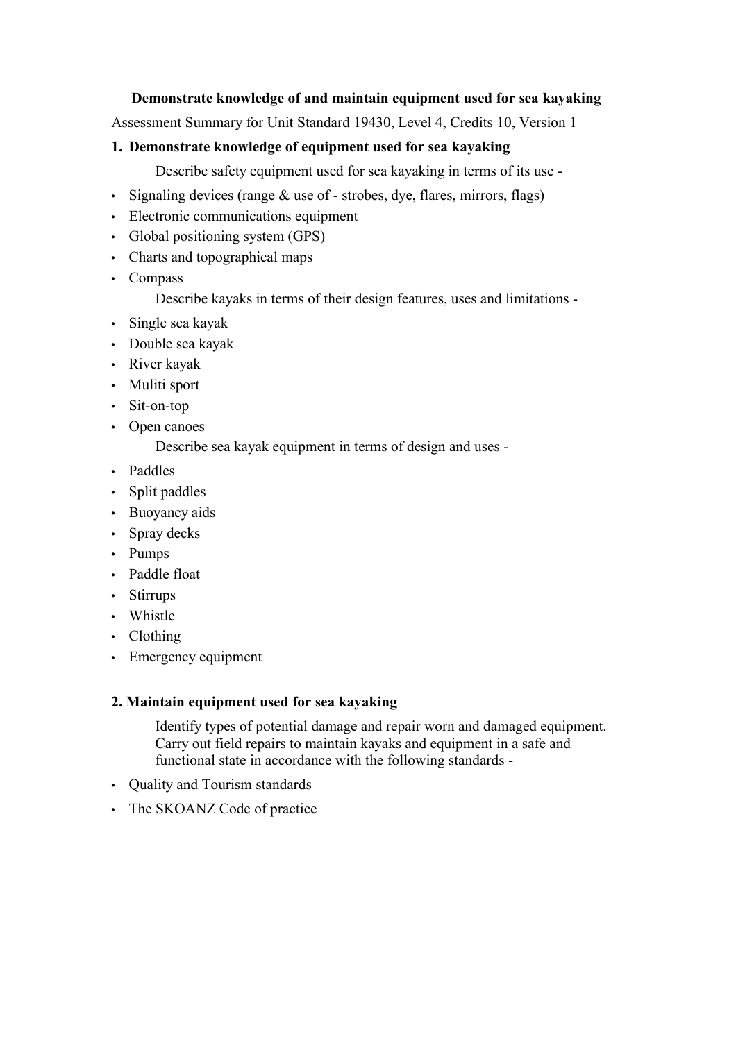**Demonstrate knowledge of and maintain equipment used for sea kayaking**

Assessment Summary for Unit Standard 19430, Level 4, Credits 10, Version 1

## 1. Demonstrate knowledge of equipment used for sea kayaking

Describe safety equipment used for sea kayaking in terms of its use -

- Signaling devices (range & use of - strobes, dye, flares, mirrors, flags)
- Electronic communications equipment
- Global positioning system (GPS)
- Charts and topographical maps
- Compass

Describe kayaks in terms of their design features, uses and limitations -

- Single sea kayak
- Double sea kayak
- River kayak
- Muliti sport
- Sit-on-top
- Open canoes

Describe sea kayak equipment in terms of design and uses -

- Paddles
- Split paddles
- Buoyancy aids
- Spray decks
- Pumps
- Paddle float
- Stirrups
- Whistle
- Clothing
- Emergency equipment

## 2. Maintain equipment used for sea kayaking

Identify types of potential damage and repair worn and damaged equipment. Carry out field repairs to maintain kayaks and equipment in a safe and functional state in accordance with the following standards -

- Quality and Tourism standards
- The SKOANZ Code of practice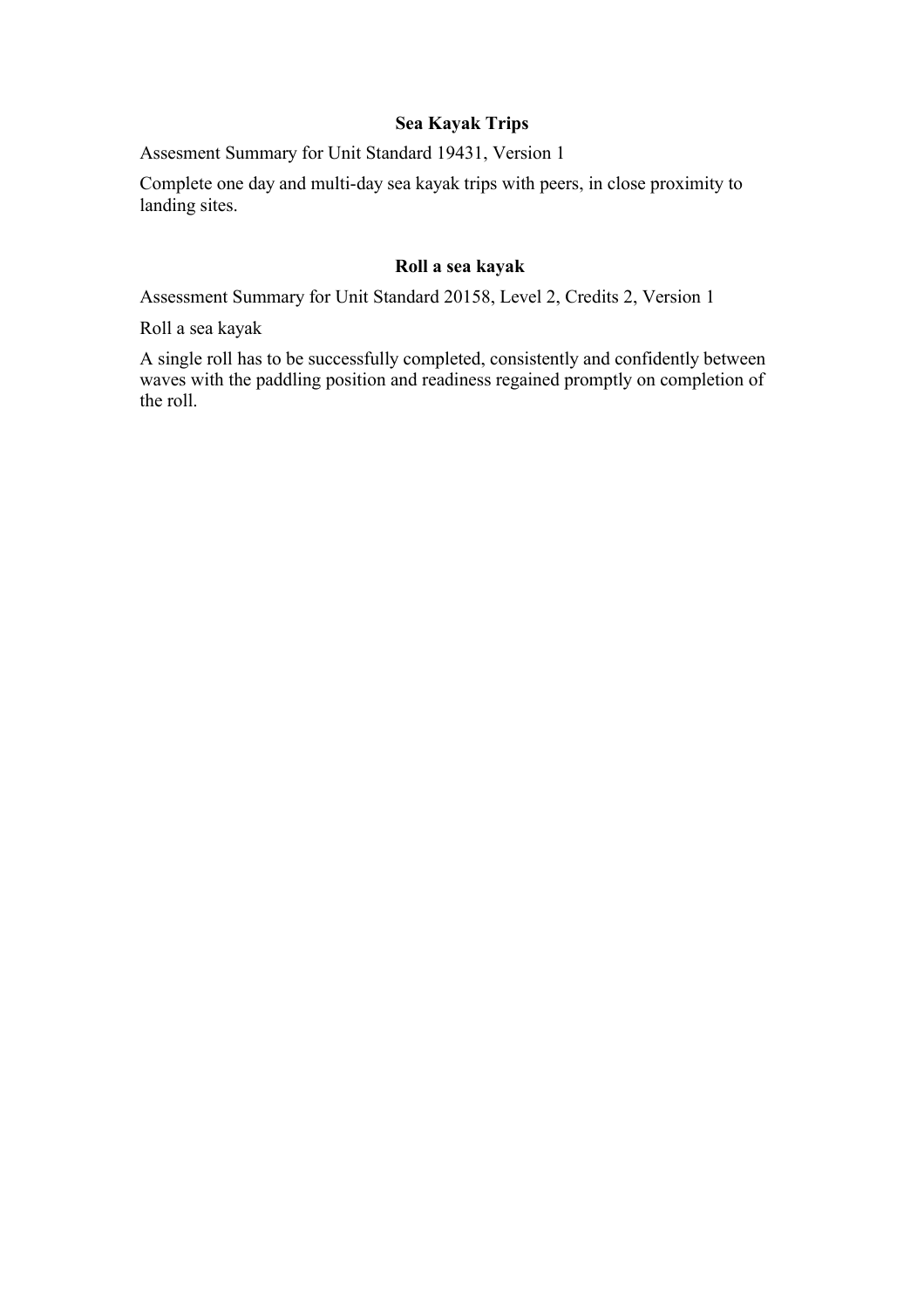## Sea Kayak Trips

Assesment Summary for Unit Standard 19431, Version 1

Complete one day and multi-day sea kayak trips with peers, in close proximity to landing sites.

## Roll a sea kayak

Assessment Summary for Unit Standard 20158, Level 2, Credits 2, Version 1

Roll a sea kayak

A single roll has to be successfully completed, consistently and confidently between waves with the paddling position and readiness regained promptly on completion of the roll.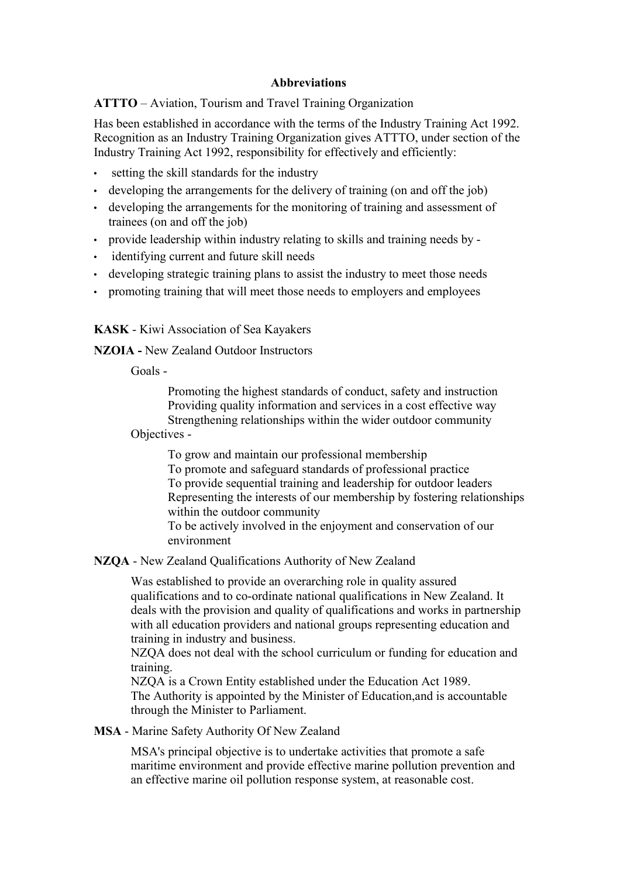**Abbreviations**

**ATTTO** – Aviation, Tourism and Travel Training Organization

Has been established in accordance with the terms of the Industry Training Act 1992. Recognition as an Industry Training Organization gives ATTTO, under section of the Industry Training Act 1992, responsibility for effectively and efficiently:

- setting the skill standards for the industry
- developing the arrangements for the delivery of training (on and off the job)
- developing the arrangements for the monitoring of training and assessment of trainees (on and off the job)
- provide leadership within industry relating to skills and training needs by -
- identifying current and future skill needs
- developing strategic training plans to assist the industry to meet those needs
- promoting training that will meet those needs to employers and employees

**KASK** - Kiwi Association of Sea Kayakers

**NZOIA -** New Zealand Outdoor Instructors

Goals -

Promoting the highest standards of conduct, safety and instruction
Providing quality information and services in a cost effective way
Strengthening relationships within the wider outdoor community

Objectives -

To grow and maintain our professional membership
To promote and safeguard standards of professional practice
To provide sequential training and leadership for outdoor leaders
Representing the interests of our membership by fostering relationships within the outdoor community
To be actively involved in the enjoyment and conservation of our environment

**NZQA** - New Zealand Qualifications Authority of New Zealand

Was established to provide an overarching role in quality assured qualifications and to co-ordinate national qualifications in New Zealand. It deals with the provision and quality of qualifications and works in partnership with all education providers and national groups representing education and training in industry and business.
NZQA does not deal with the school curriculum or funding for education and training.
NZQA is a Crown Entity established under the Education Act 1989.
The Authority is appointed by the Minister of Education,and is accountable through the Minister to Parliament.

**MSA** - Marine Safety Authority Of New Zealand

MSA's principal objective is to undertake activities that promote a safe maritime environment and provide effective marine pollution prevention and an effective marine oil pollution response system, at reasonable cost.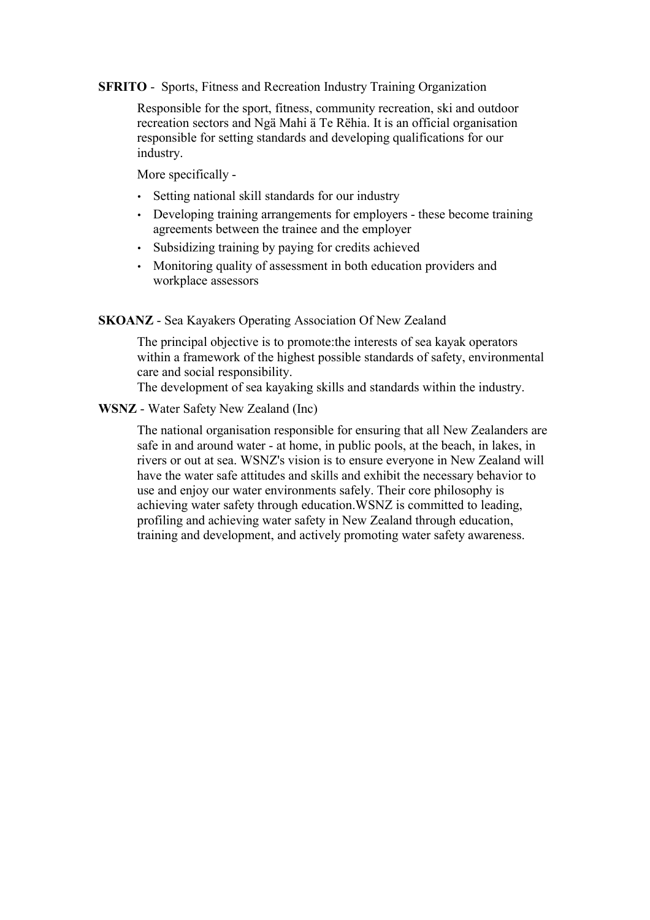**SFRITO** - Sports, Fitness and Recreation Industry Training Organization

Responsible for the sport, fitness, community recreation, ski and outdoor recreation sectors and Ngä Mahi ä Te Rëhia. It is an official organisation responsible for setting standards and developing qualifications for our industry.

More specifically -

- Setting national skill standards for our industry
- Developing training arrangements for employers - these become training agreements between the trainee and the employer
- Subsidizing training by paying for credits achieved
- Monitoring quality of assessment in both education providers and workplace assessors

**SKOANZ** - Sea Kayakers Operating Association Of New Zealand

The principal objective is to promote:the interests of sea kayak operators within a framework of the highest possible standards of safety, environmental care and social responsibility.
The development of sea kayaking skills and standards within the industry.

**WSNZ** - Water Safety New Zealand (Inc)

The national organisation responsible for ensuring that all New Zealanders are safe in and around water - at home, in public pools, at the beach, in lakes, in rivers or out at sea. WSNZ's vision is to ensure everyone in New Zealand will have the water safe attitudes and skills and exhibit the necessary behavior to use and enjoy our water environments safely. Their core philosophy is achieving water safety through education.WSNZ is committed to leading, profiling and achieving water safety in New Zealand through education, training and development, and actively promoting water safety awareness.